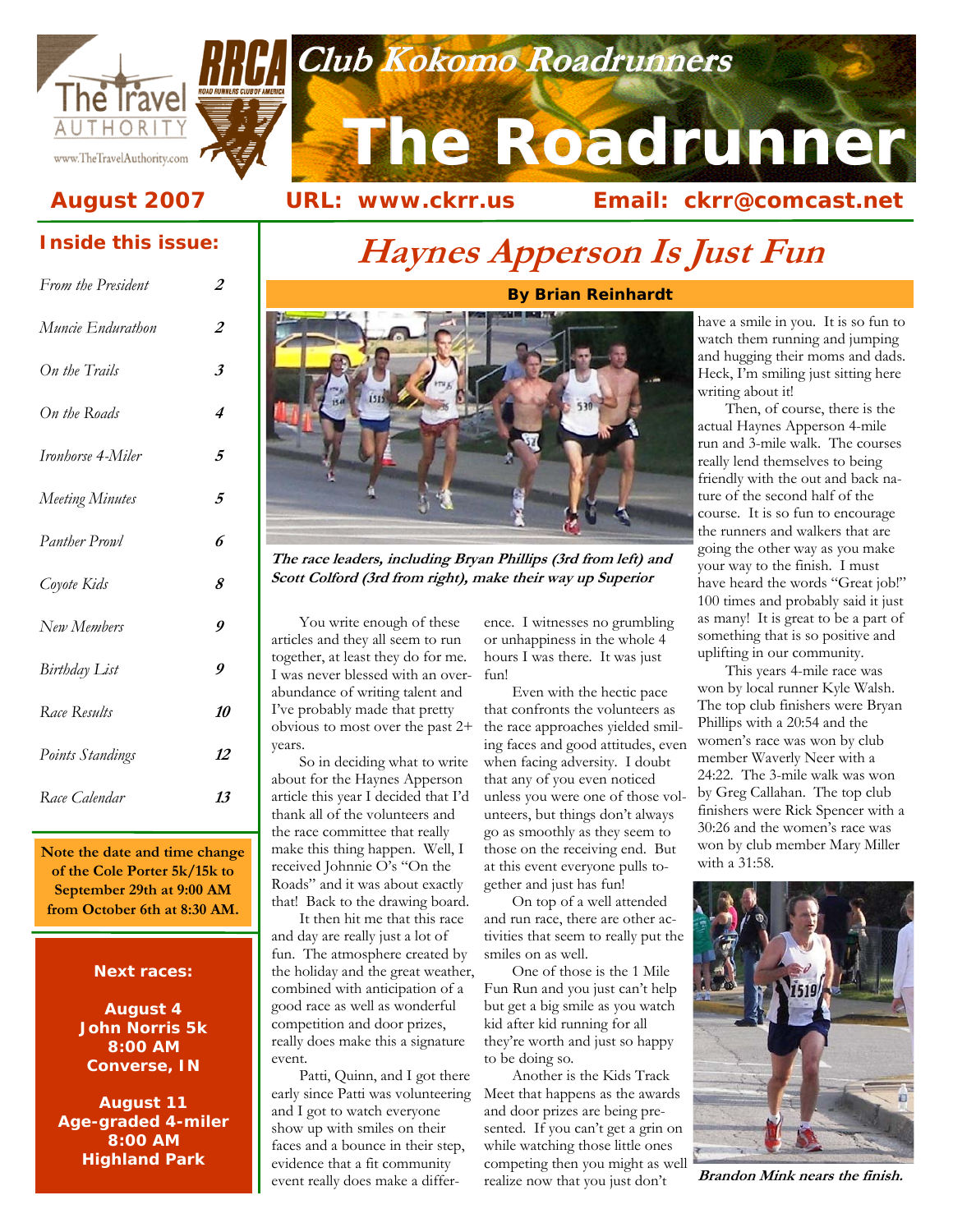# Club Kokomo Roadrunners

# The Roadrunner

**August 2007** **URL: www.ckrr.us** **Email: ckrr@comcast.net**

## Inside this issue:

| | |
|---|---|
| *From the President* | 2 |
| *Muncie Endurathon* | 2 |
| *On the Trails* | 3 |
| *On the Roads* | 4 |
| *Ironhorse 4-Miler* | 5 |
| *Meeting Minutes* | 5 |
| *Panther Prowl* | 6 |
| *Coyote Kids* | 8 |
| *New Members* | 9 |
| *Birthday List* | 9 |
| *Race Results* | 10 |
| *Points Standings* | 12 |
| *Race Calendar* | 13 |

**Note the date and time change of the Cole Porter 5k/15k to September 29th at 9:00 AM from October 6th at 8:30 AM.**

**Next races:**

**August 4**
**John Norris 5k**
**8:00 AM**
**Converse, IN**

**August 11**
**Age-graded 4-miler**
**8:00 AM**
**Highland Park**

# Haynes Apperson Is Just Fun

**By Brian Reinhardt**

***The race leaders, including Bryan Phillips (3rd from left) and Scott Colford (3rd from right), make their way up Superior***

You write enough of these articles and they all seem to run together, at least they do for me. I was never blessed with an over-abundance of writing talent and I've probably made that pretty obvious to most over the past 2+ years.

So in deciding what to write about for the Haynes Apperson article this year I decided that I'd thank all of the volunteers and the race committee that really make this thing happen. Well, I received Johnnie O's "On the Roads" and it was about exactly that! Back to the drawing board.

It then hit me that this race and day are really just a lot of fun. The atmosphere created by the holiday and the great weather, combined with anticipation of a good race as well as wonderful competition and door prizes, really does make this a signature event.

Patti, Quinn, and I got there early since Patti was volunteering and I got to watch everyone show up with smiles on their faces and a bounce in their step, evidence that a fit community event really does make a difference. I witnesses no grumbling or unhappiness in the whole 4 hours I was there. It was just fun!

Even with the hectic pace that confronts the volunteers as the race approaches yielded smiling faces and good attitudes, even when facing adversity. I doubt that any of you even noticed unless you were one of those volunteers, but things don't always go as smoothly as they seem to those on the receiving end. But at this event everyone pulls together and just has fun!

On top of a well attended and run race, there are other activities that seem to really put the smiles on as well.

One of those is the 1 Mile Fun Run and you just can't help but get a big smile as you watch kid after kid running for all they're worth and just so happy to be doing so.

Another is the Kids Track Meet that happens as the awards and door prizes are being presented. If you can't get a grin on while watching those little ones competing then you might as well realize now that you just don't have a smile in you. It is so fun to watch them running and jumping and hugging their moms and dads. Heck, I'm smiling just sitting here writing about it!

Then, of course, there is the actual Haynes Apperson 4-mile run and 3-mile walk. The courses really lend themselves to being friendly with the out and back nature of the second half of the course. It is so fun to encourage the runners and walkers that are going the other way as you make your way to the finish. I must have heard the words "Great job!" 100 times and probably said it just as many! It is great to be a part of something that is so positive and uplifting in our community.

This years 4-mile race was won by local runner Kyle Walsh. The top club finishers were Bryan Phillips with a 20:54 and the women's race was won by club member Waverly Neer with a 24:22. The 3-mile walk was won by Greg Callahan. The top club finishers were Rick Spencer with a 30:26 and the women's race was won by club member Mary Miller with a 31:58.

***Brandon Mink nears the finish.***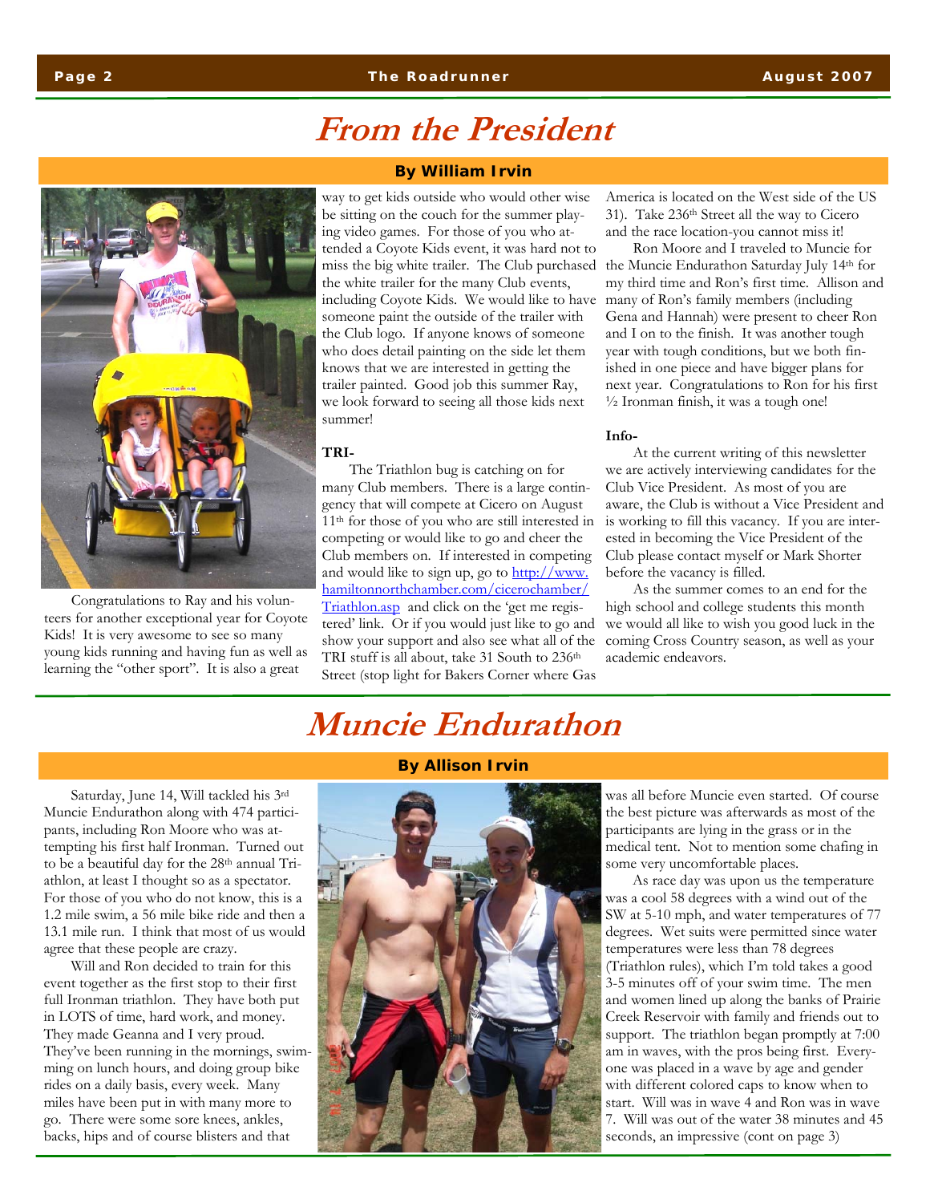# From the President

**By William Irvin**

Congratulations to Ray and his volunteers for another exceptional year for Coyote Kids! It is very awesome to see so many young kids running and having fun as well as learning the "other sport". It is also a great way to get kids outside who would other wise be sitting on the couch for the summer playing video games. For those of you who attended a Coyote Kids event, it was hard not to miss the big white trailer. The Club purchased the white trailer for the many Club events, including Coyote Kids. We would like to have someone paint the outside of the trailer with the Club logo. If anyone knows of someone who does detail painting on the side let them knows that we are interested in getting the trailer painted. Good job this summer Ray, we look forward to seeing all those kids next summer!

**TRI-**

The Triathlon bug is catching on for many Club members. There is a large contingency that will compete at Cicero on August 11th for those of you who are still interested in competing or would like to go and cheer the Club members on. If interested in competing and would like to sign up, go to http://www.hamiltonnorthchamber.com/cicerochamber/Triathlon.asp and click on the 'get me registered' link. Or if you would just like to go and show your support and also see what all of the TRI stuff is all about, take 31 South to 236th Street (stop light for Bakers Corner where Gas America is located on the West side of the US 31). Take 236th Street all the way to Cicero and the race location-you cannot miss it!

Ron Moore and I traveled to Muncie for the Muncie Endurathon Saturday July 14th for my third time and Ron's first time. Allison and many of Ron's family members (including Gena and Hannah) were present to cheer Ron and I on to the finish. It was another tough year with tough conditions, but we both finished in one piece and have bigger plans for next year. Congratulations to Ron for his first ½ Ironman finish, it was a tough one!

**Info-**

At the current writing of this newsletter we are actively interviewing candidates for the Club Vice President. As most of you are aware, the Club is without a Vice President and is working to fill this vacancy. If you are interested in becoming the Vice President of the Club please contact myself or Mark Shorter before the vacancy is filled.

As the summer comes to an end for the high school and college students this month we would all like to wish you good luck in the coming Cross Country season, as well as your academic endeavors.

# Muncie Endurathon

**By Allison Irvin**

Saturday, June 14, Will tackled his 3rd Muncie Endurathon along with 474 participants, including Ron Moore who was attempting his first half Ironman. Turned out to be a beautiful day for the 28th annual Triathlon, at least I thought so as a spectator. For those of you who do not know, this is a 1.2 mile swim, a 56 mile bike ride and then a 13.1 mile run. I think that most of us would agree that these people are crazy.

Will and Ron decided to train for this event together as the first stop to their first full Ironman triathlon. They have both put in LOTS of time, hard work, and money. They made Geanna and I very proud. They've been running in the mornings, swimming on lunch hours, and doing group bike rides on a daily basis, every week. Many miles have been put in with many more to go. There were some sore knees, ankles, backs, hips and of course blisters and that was all before Muncie even started. Of course the best picture was afterwards as most of the participants are lying in the grass or in the medical tent. Not to mention some chafing in some very uncomfortable places.

As race day was upon us the temperature was a cool 58 degrees with a wind out of the SW at 5-10 mph, and water temperatures of 77 degrees. Wet suits were permitted since water temperatures were less than 78 degrees (Triathlon rules), which I'm told takes a good 3-5 minutes off of your swim time. The men and women lined up along the banks of Prairie Creek Reservoir with family and friends out to support. The triathlon began promptly at 7:00 am in waves, with the pros being first. Everyone was placed in a wave by age and gender with different colored caps to know when to start. Will was in wave 4 and Ron was in wave 7. Will was out of the water 38 minutes and 45 seconds, an impressive (cont on page 3)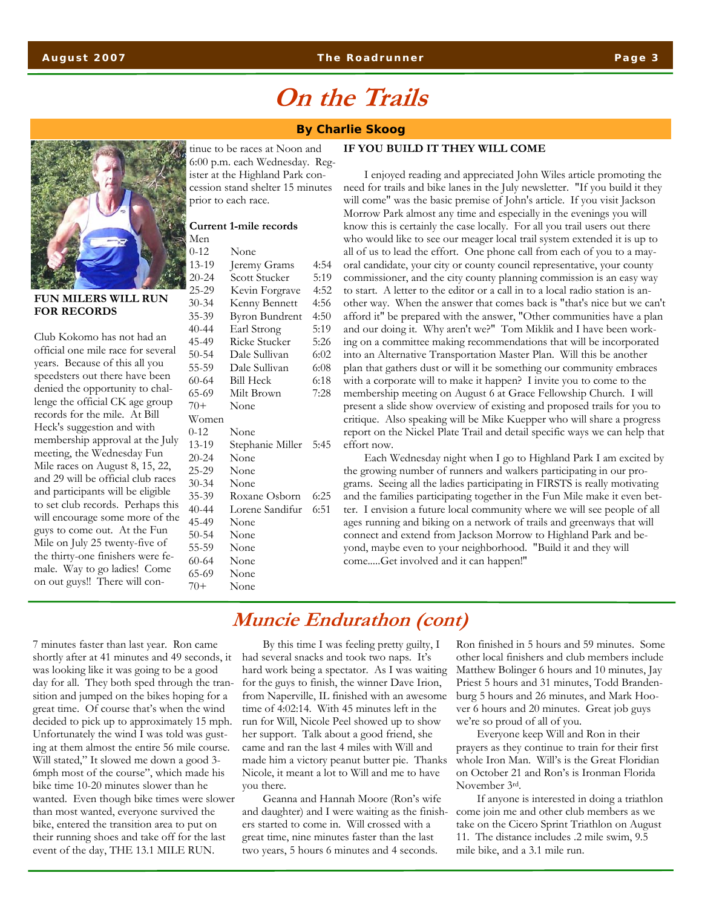# On the Trails

**By Charlie Skoog**

**FUN MILERS WILL RUN FOR RECORDS**

Club Kokomo has not had an official one mile race for several years. Because of this all you speedsters out there have been denied the opportunity to challenge the official CK age group records for the mile. At Bill Heck's suggestion and with membership approval at the July meeting, the Wednesday Fun Mile races on August 8, 15, 22, and 29 will be official club races and participants will be eligible to set club records. Perhaps this will encourage some more of the guys to come out. At the Fun Mile on July 25 twenty-five of the thirty-one finishers were female. Way to go ladies! Come on out guys!! There will continue to be races at Noon and 6:00 p.m. each Wednesday. Register at the Highland Park concession stand shelter 15 minutes prior to each race.

**Current 1-mile records**

Men

| Age | Name | Time |
|---|---|---|
| 0-12 | None | |
| 13-19 | Jeremy Grams | 4:54 |
| 20-24 | Scott Stucker | 5:19 |
| 25-29 | Kevin Forgrave | 4:52 |
| 30-34 | Kenny Bennett | 4:56 |
| 35-39 | Byron Bundrent | 4:50 |
| 40-44 | Earl Strong | 5:19 |
| 45-49 | Ricke Stucker | 5:26 |
| 50-54 | Dale Sullivan | 6:02 |
| 55-59 | Dale Sullivan | 6:08 |
| 60-64 | Bill Heck | 6:18 |
| 65-69 | Milt Brown | 7:28 |
| 70+ | None | |

Women

| Age | Name | Time |
|---|---|---|
| 0-12 | None | |
| 13-19 | Stephanie Miller | 5:45 |
| 20-24 | None | |
| 25-29 | None | |
| 30-34 | None | |
| 35-39 | Roxane Osborn | 6:25 |
| 40-44 | Lorene Sandifur | 6:51 |
| 45-49 | None | |
| 50-54 | None | |
| 55-59 | None | |
| 60-64 | None | |
| 65-69 | None | |
| 70+ | None | |

**IF YOU BUILD IT THEY WILL COME**

I enjoyed reading and appreciated John Wiles article promoting the need for trails and bike lanes in the July newsletter. "If you build it they will come" was the basic premise of John's article. If you visit Jackson Morrow Park almost any time and especially in the evenings you will know this is certainly the case locally. For all you trail users out there who would like to see our meager local trail system extended it is up to all of us to lead the effort. One phone call from each of you to a mayoral candidate, your city or county council representative, your county commissioner, and the city county planning commission is an easy way to start. A letter to the editor or a call in to a local radio station is another way. When the answer that comes back is "that's nice but we can't afford it" be prepared with the answer, "Other communities have a plan and our doing it. Why aren't we?" Tom Miklik and I have been working on a committee making recommendations that will be incorporated into an Alternative Transportation Master Plan. Will this be another plan that gathers dust or will it be something our community embraces with a corporate will to make it happen? I invite you to come to the membership meeting on August 6 at Grace Fellowship Church. I will present a slide show overview of existing and proposed trails for you to critique. Also speaking will be Mike Kuepper who will share a progress report on the Nickel Plate Trail and detail specific ways we can help that effort now.

Each Wednesday night when I go to Highland Park I am excited by the growing number of runners and walkers participating in our programs. Seeing all the ladies participating in FIRSTS is really motivating and the families participating together in the Fun Mile make it even better. I envision a future local community where we will see people of all ages running and biking on a network of trails and greenways that will connect and extend from Jackson Morrow to Highland Park and beyond, maybe even to your neighborhood. "Build it and they will come.....Get involved and it can happen!"

# Muncie Endurathon (cont)

7 minutes faster than last year. Ron came shortly after at 41 minutes and 49 seconds, it was looking like it was going to be a good day for all. They both sped through the transition and jumped on the bikes hoping for a great time. Of course that's when the wind decided to pick up to approximately 15 mph. Unfortunately the wind I was told was gusting at them almost the entire 56 mile course. Will stated," It slowed me down a good 3-6mph most of the course", which made his bike time 10-20 minutes slower than he wanted. Even though bike times were slower than most wanted, everyone survived the bike, entered the transition area to put on their running shoes and take off for the last event of the day, THE 13.1 MILE RUN.

By this time I was feeling pretty guilty, I had several snacks and took two naps. It's hard work being a spectator. As I was waiting for the guys to finish, the winner Dave Irion, from Naperville, IL finished with an awesome time of 4:02:14. With 45 minutes left in the run for Will, Nicole Peel showed up to show her support. Talk about a good friend, she came and ran the last 4 miles with Will and made him a victory peanut butter pie. Thanks Nicole, it meant a lot to Will and me to have you there.

Geanna and Hannah Moore (Ron's wife and daughter) and I were waiting as the finishers started to come in. Will crossed with a great time, nine minutes faster than the last two years, 5 hours 6 minutes and 4 seconds. Ron finished in 5 hours and 59 minutes. Some other local finishers and club members include Matthew Bolinger 6 hours and 10 minutes, Jay Priest 5 hours and 31 minutes, Todd Brandenburg 5 hours and 26 minutes, and Mark Hoover 6 hours and 20 minutes. Great job guys we're so proud of all of you.

Everyone keep Will and Ron in their prayers as they continue to train for their first whole Iron Man. Will's is the Great Floridian on October 21 and Ron's is Ironman Florida November 3rd.

If anyone is interested in doing a triathlon come join me and other club members as we take on the Cicero Sprint Triathlon on August 11. The distance includes .2 mile swim, 9.5 mile bike, and a 3.1 mile run.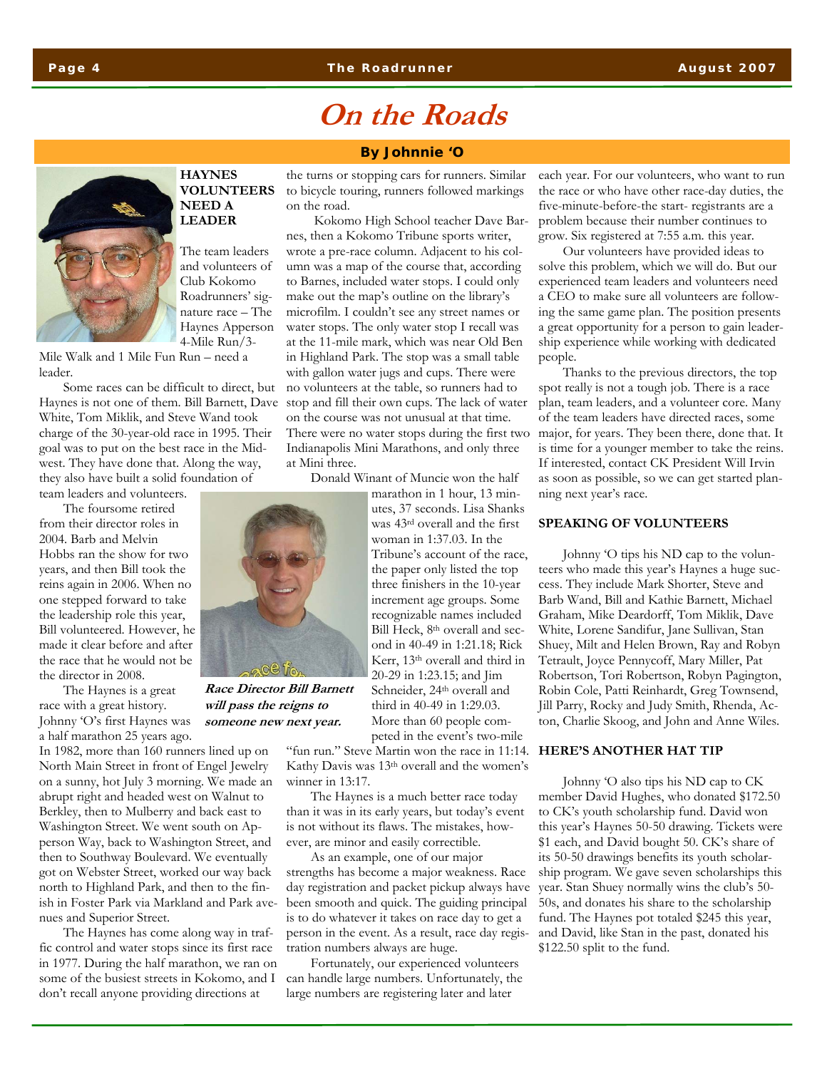# On the Roads

**By Johnnie 'O**

### HAYNES VOLUNTEERS NEED A LEADER

The team leaders and volunteers of Club Kokomo Roadrunners' signature race – The Haynes Apperson 4-Mile Run/3-Mile Walk and 1 Mile Fun Run – need a leader.

Some races can be difficult to direct, but Haynes is not one of them. Bill Barnett, Dave White, Tom Miklik, and Steve Wand took charge of the 30-year-old race in 1995. Their goal was to put on the best race in the Midwest. They have done that. Along the way, they also have built a solid foundation of team leaders and volunteers.

The foursome retired from their director roles in 2004. Barb and Melvin Hobbs ran the show for two years, and then Bill took the reins again in 2006. When no one stepped forward to take the leadership role this year, Bill volunteered. However, he made it clear before and after the race that he would not be the director in 2008.

The Haynes is a great race with a great history. Johnny 'O's first Haynes was a half marathon 25 years ago. In 1982, more than 160 runners lined up on North Main Street in front of Engel Jewelry on a sunny, hot July 3 morning. We made an abrupt right and headed west on Walnut to Berkley, then to Mulberry and back east to Washington Street. We went south on Apperson Way, back to Washington Street, and then to Southway Boulevard. We eventually got on Webster Street, worked our way back north to Highland Park, and then to the finish in Foster Park via Markland and Park avenues and Superior Street.

The Haynes has come along way in traffic control and water stops since its first race in 1977. During the half marathon, we ran on some of the busiest streets in Kokomo, and I don't recall anyone providing directions at the turns or stopping cars for runners. Similar to bicycle touring, runners followed markings on the road.

Kokomo High School teacher Dave Barnes, then a Kokomo Tribune sports writer, wrote a pre-race column. Adjacent to his column was a map of the course that, according to Barnes, included water stops. I could only make out the map's outline on the library's microfilm. I couldn't see any street names or water stops. The only water stop I recall was at the 11-mile mark, which was near Old Ben in Highland Park. The stop was a small table with gallon water jugs and cups. There were no volunteers at the table, so runners had to stop and fill their own cups. The lack of water on the course was not unusual at that time. There were no water stops during the first two Indianapolis Mini Marathons, and only three at Mini three.

Donald Winant of Muncie won the half marathon in 1 hour, 13 minutes, 37 seconds. Lisa Shanks was 43rd overall and the first woman in 1:37.03. In the Tribune's account of the race, the paper only listed the top three finishers in the 10-year increment age groups. Some recognizable names included Bill Heck, 8th overall and second in 40-49 in 1:21.18; Rick Kerr, 13th overall and third in 20-29 in 1:23.15; and Jim Schneider, 24th overall and third in 40-49 in 1:29.03. More than 60 people competed in the event's two-mile "fun run." Steve Martin won the race in 11:14. Kathy Davis was 13th overall and the women's winner in 13:17.

*Race Director Bill Barnett will pass the reigns to someone new next year.*

The Haynes is a much better race today than it was in its early years, but today's event is not without its flaws. The mistakes, however, are minor and easily correctible.

As an example, one of our major strengths has become a major weakness. Race day registration and packet pickup always have been smooth and quick. The guiding principal is to do whatever it takes on race day to get a person in the event. As a result, race day registration numbers always are huge.

Fortunately, our experienced volunteers can handle large numbers. Unfortunately, the large numbers are registering later and later each year. For our volunteers, who want to run the race or who have other race-day duties, the five-minute-before-the start- registrants are a problem because their number continues to grow. Six registered at 7:55 a.m. this year.

Our volunteers have provided ideas to solve this problem, which we will do. But our experienced team leaders and volunteers need a CEO to make sure all volunteers are following the same game plan. The position presents a great opportunity for a person to gain leadership experience while working with dedicated people.

Thanks to the previous directors, the top spot really is not a tough job. There is a race plan, team leaders, and a volunteer core. Many of the team leaders have directed races, some major, for years. They been there, done that. It is time for a younger member to take the reins. If interested, contact CK President Will Irvin as soon as possible, so we can get started planning next year's race.

### SPEAKING OF VOLUNTEERS

Johnny 'O tips his ND cap to the volunteers who made this year's Haynes a huge success. They include Mark Shorter, Steve and Barb Wand, Bill and Kathie Barnett, Michael Graham, Mike Deardorff, Tom Miklik, Dave White, Lorene Sandifur, Jane Sullivan, Stan Shuey, Milt and Helen Brown, Ray and Robyn Tetrault, Joyce Pennycoff, Mary Miller, Pat Robertson, Tori Robertson, Robyn Pagington, Robin Cole, Patti Reinhardt, Greg Townsend, Jill Parry, Rocky and Judy Smith, Rhenda, Acton, Charlie Skoog, and John and Anne Wiles.

### HERE'S ANOTHER HAT TIP

Johnny 'O also tips his ND cap to CK member David Hughes, who donated $172.50 to CK's youth scholarship fund. David won this year's Haynes 50-50 drawing. Tickets were $1 each, and David bought 50. CK's share of its 50-50 drawings benefits its youth scholarship program. We gave seven scholarships this year. Stan Shuey normally wins the club's 50-50s, and donates his share to the scholarship fund. The Haynes pot totaled $245 this year, and David, like Stan in the past, donated his $122.50 split to the fund.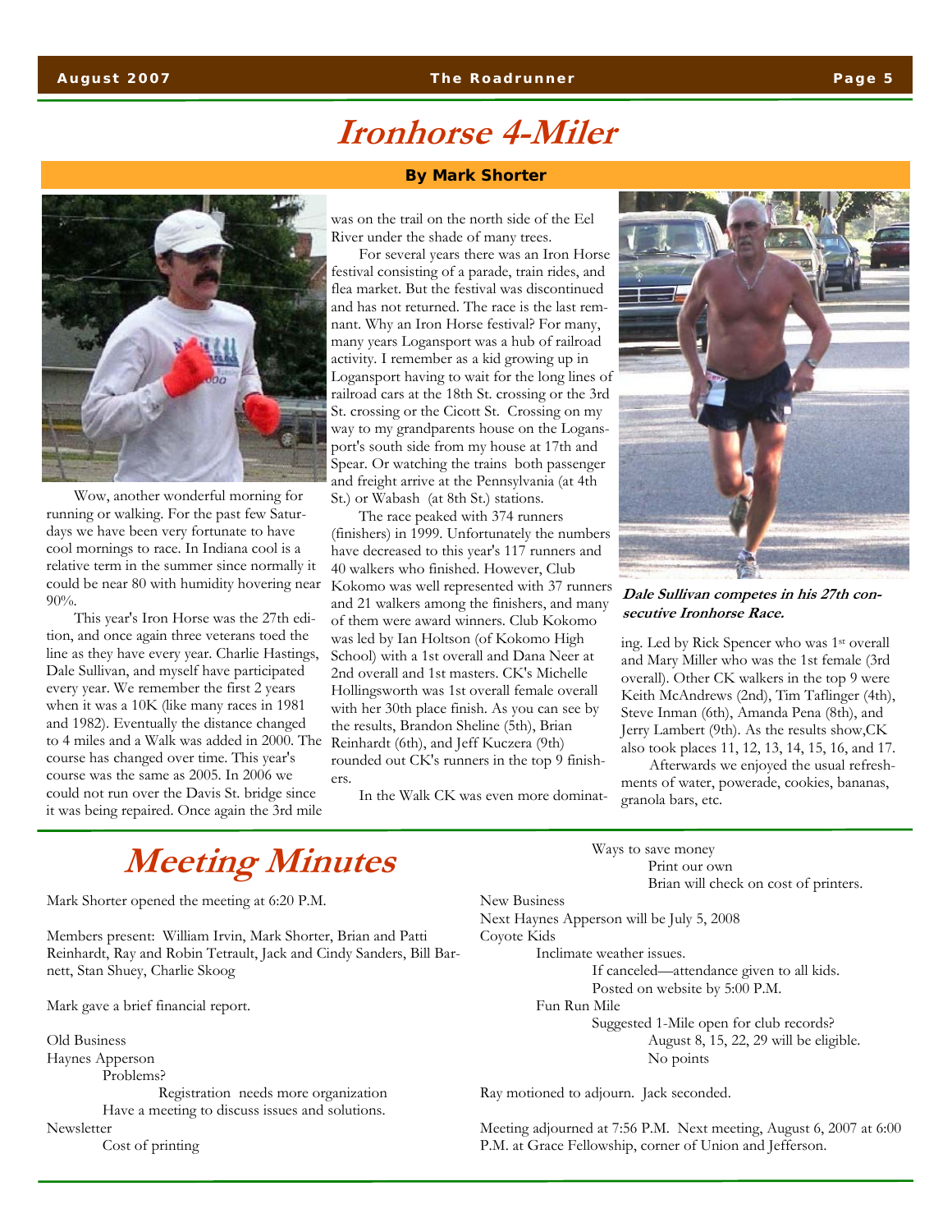# Ironhorse 4-Miler

**By Mark Shorter**

Wow, another wonderful morning for running or walking. For the past few Saturdays we have been very fortunate to have cool mornings to race. In Indiana cool is a relative term in the summer since normally it could be near 80 with humidity hovering near 90%.

This year's Iron Horse was the 27th edition, and once again three veterans toed the line as they have every year. Charlie Hastings, Dale Sullivan, and myself have participated every year. We remember the first 2 years when it was a 10K (like many races in 1981 and 1982). Eventually the distance changed to 4 miles and a Walk was added in 2000. The course has changed over time. This year's course was the same as 2005. In 2006 we could not run over the Davis St. bridge since it was being repaired. Once again the 3rd mile was on the trail on the north side of the Eel River under the shade of many trees.

For several years there was an Iron Horse festival consisting of a parade, train rides, and flea market. But the festival was discontinued and has not returned. The race is the last remnant. Why an Iron Horse festival? For many, many years Logansport was a hub of railroad activity. I remember as a kid growing up in Logansport having to wait for the long lines of railroad cars at the 18th St. crossing or the 3rd St. crossing or the Cicott St. Crossing on my way to my grandparents house on the Logansport's south side from my house at 17th and Spear. Or watching the trains both passenger and freight arrive at the Pennsylvania (at 4th St.) or Wabash (at 8th St.) stations.

The race peaked with 374 runners (finishers) in 1999. Unfortunately the numbers have decreased to this year's 117 runners and 40 walkers who finished. However, Club Kokomo was well represented with 37 runners and 21 walkers among the finishers, and many of them were award winners. Club Kokomo was led by Ian Holtson (of Kokomo High School) with a 1st overall and Dana Neer at 2nd overall and 1st masters. CK's Michelle Hollingsworth was 1st overall female overall with her 30th place finish. As you can see by the results, Brandon Sheline (5th), Brian Reinhardt (6th), and Jeff Kuczera (9th) rounded out CK's runners in the top 9 finishers.

In the Walk CK was even more dominating. Led by Rick Spencer who was 1st overall and Mary Miller who was the 1st female (3rd overall). Other CK walkers in the top 9 were Keith McAndrews (2nd), Tim Taflinger (4th), Steve Inman (6th), Amanda Pena (8th), and Jerry Lambert (9th). As the results show,CK also took places 11, 12, 13, 14, 15, 16, and 17.

Afterwards we enjoyed the usual refreshments of water, powerade, cookies, bananas, granola bars, etc.

***Dale Sullivan competes in his 27th consecutive Ironhorse Race.***

# Meeting Minutes

Mark Shorter opened the meeting at 6:20 P.M.

Members present: William Irvin, Mark Shorter, Brian and Patti Reinhardt, Ray and Robin Tetrault, Jack and Cindy Sanders, Bill Barnett, Stan Shuey, Charlie Skoog

Mark gave a brief financial report.

Old Business
- Haynes Apperson
  - Problems?
    - Registration needs more organization
  - Have a meeting to discuss issues and solutions.
- Newsletter
  - Cost of printing
    - Ways to save money
      - Print our own
      - Brian will check on cost of printers.

New Business
- Next Haynes Apperson will be July 5, 2008
- Coyote Kids
  - Inclimate weather issues.
    - If canceled—attendance given to all kids.
    - Posted on website by 5:00 P.M.
  - Fun Run Mile
    - Suggested 1-Mile open for club records?
      - August 8, 15, 22, 29 will be eligible.
      - No points

Ray motioned to adjourn. Jack seconded.

Meeting adjourned at 7:56 P.M. Next meeting, August 6, 2007 at 6:00 P.M. at Grace Fellowship, corner of Union and Jefferson.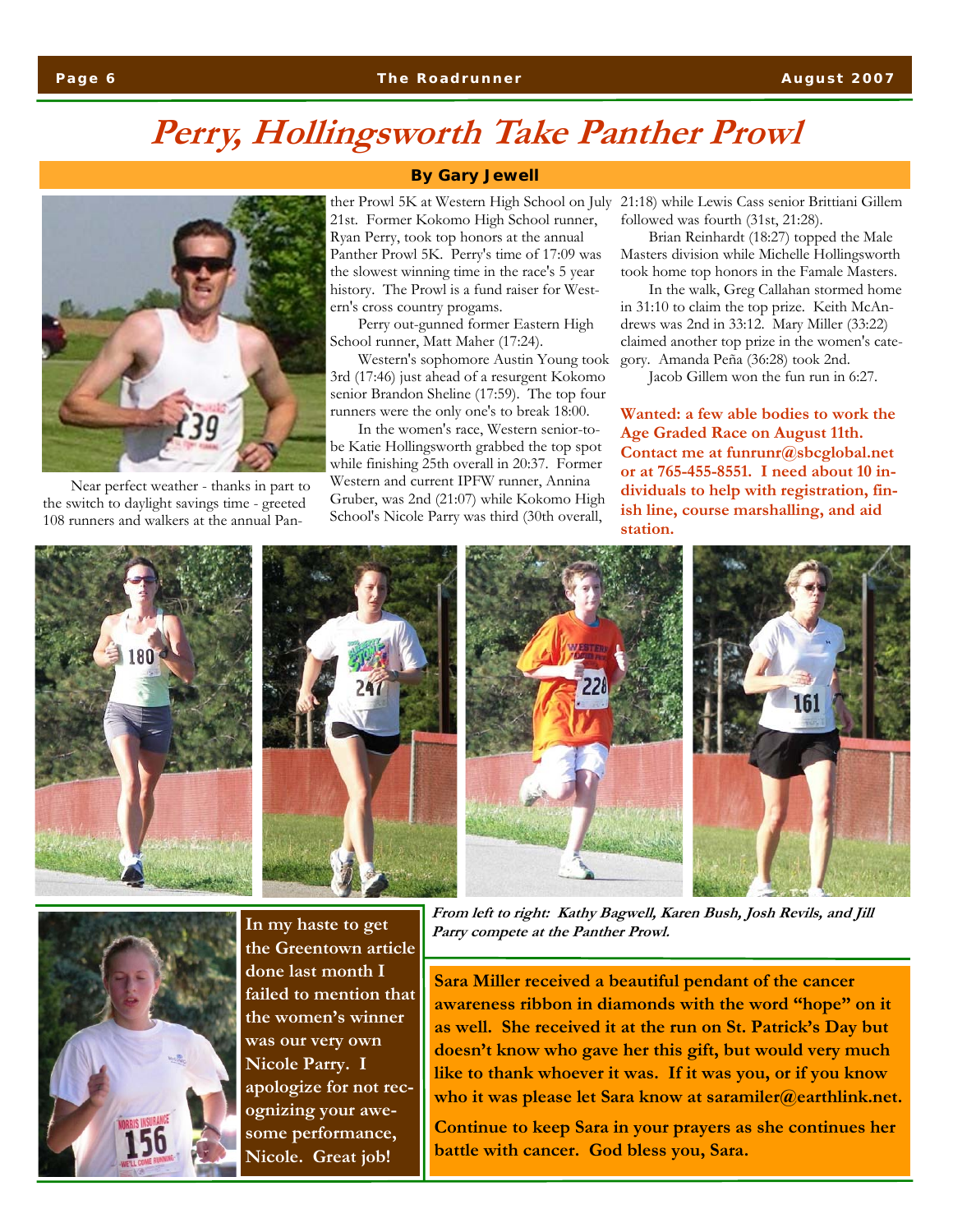# Perry, Hollingsworth Take Panther Prowl

**By Gary Jewell**

Near perfect weather - thanks in part to the switch to daylight savings time - greeted 108 runners and walkers at the annual Panther Prowl 5K at Western High School on July 21st. Former Kokomo High School runner, Ryan Perry, took top honors at the annual Panther Prowl 5K. Perry's time of 17:09 was the slowest winning time in the race's 5 year history. The Prowl is a fund raiser for Western's cross country progams.

Perry out-gunned former Eastern High School runner, Matt Maher (17:24).

Western's sophomore Austin Young took 3rd (17:46) just ahead of a resurgent Kokomo senior Brandon Sheline (17:59). The top four runners were the only one's to break 18:00.

In the women's race, Western senior-to-be Katie Hollingsworth grabbed the top spot while finishing 25th overall in 20:37. Former Western and current IPFW runner, Annina Gruber, was 2nd (21:07) while Kokomo High School's Nicole Parry was third (30th overall, 21:18) while Lewis Cass senior Brittiani Gillem followed was fourth (31st, 21:28).

Brian Reinhardt (18:27) topped the Male Masters division while Michelle Hollingsworth took home top honors in the Famale Masters.

In the walk, Greg Callahan stormed home in 31:10 to claim the top prize. Keith McAndrews was 2nd in 33:12. Mary Miller (33:22) claimed another top prize in the women's category. Amanda Peña (36:28) took 2nd.

Jacob Gillem won the fun run in 6:27.

**Wanted: a few able bodies to work the Age Graded Race on August 11th. Contact me at funrunr@sbcglobal.net or at 765-455-8551. I need about 10 individuals to help with registration, finish line, course marshalling, and aid station.**

***From left to right: Kathy Bagwell, Karen Bush, Josh Revils, and Jill Parry compete at the Panther Prowl.***

**In my haste to get the Greentown article done last month I failed to mention that the women's winner was our very own Nicole Parry. I apologize for not recognizing your awesome performance, Nicole. Great job!**

**Sara Miller received a beautiful pendant of the cancer awareness ribbon in diamonds with the word "hope" on it as well. She received it at the run on St. Patrick's Day but doesn't know who gave her this gift, but would very much like to thank whoever it was. If it was you, or if you know who it was please let Sara know at saramiler@earthlink.net.**

**Continue to keep Sara in your prayers as she continues her battle with cancer. God bless you, Sara.**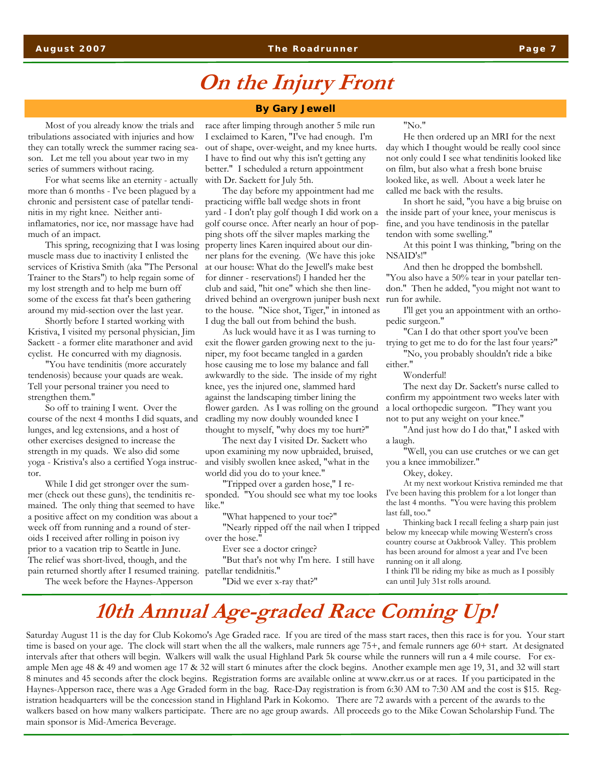# On the Injury Front

**By Gary Jewell**

Most of you already know the trials and tribulations associated with injuries and how they can totally wreck the summer racing season. Let me tell you about year two in my series of summers without racing.

For what seems like an eternity - actually more than 6 months - I've been plagued by a chronic and persistent case of patellar tendinitis in my right knee. Neither anti-inflamatories, nor ice, nor massage have had much of an impact.

This spring, recognizing that I was losing muscle mass due to inactivity I enlisted the services of Kristiva Smith (aka "The Personal Trainer to the Stars") to help regain some of my lost strength and to help me burn off some of the excess fat that's been gathering around my mid-section over the last year.

Shortly before I started working with Kristiva, I visited my personal physician, Jim Sackett - a former elite marathoner and avid cyclist. He concurred with my diagnosis.

"You have tendinitis (more accurately tendenosis) because your quads are weak. Tell your personal trainer you need to strengthen them."

So off to training I went. Over the course of the next 4 months I did squats, and lunges, and leg extensions, and a host of other exercises designed to increase the strength in my quads. We also did some yoga - Kristiva's also a certified Yoga instructor.

While I did get stronger over the summer (check out these guns), the tendinitis remained. The only thing that seemed to have a positive affect on my condition was about a week off from running and a round of steroids I received after rolling in poison ivy prior to a vacation trip to Seattle in June. The relief was short-lived, though, and the pain returned shortly after I resumed training.

The week before the Haynes-Apperson race after limping through another 5 mile run I exclaimed to Karen, "I've had enough. I'm out of shape, over-weight, and my knee hurts. I have to find out why this isn't getting any better." I scheduled a return appointment with Dr. Sackett for July 5th.

The day before my appointment had me practicing wiffle ball wedge shots in front yard - I don't play golf though I did work on a golf course once. After nearly an hour of popping shots off the silver maples marking the property lines Karen inquired about our dinner plans for the evening. (We have this joke at our house: What do the Jewell's make best for dinner - reservations!) I handed her the club and said, "hit one" which she then line-drived behind an overgrown juniper bush next to the house. "Nice shot, Tiger," in intoned as I dug the ball out from behind the bush.

As luck would have it as I was turning to exit the flower garden growing next to the juniper, my foot became tangled in a garden hose causing me to lose my balance and fall awkwardly to the side. The inside of my right knee, yes the injured one, slammed hard against the landscaping timber lining the flower garden. As I was rolling on the ground cradling my now doubly wounded knee I thought to myself, "why does my toe hurt?"

The next day I visited Dr. Sackett who upon examining my now upbraided, bruised, and visibly swollen knee asked, "what in the world did you do to your knee."

"Tripped over a garden hose," I responded. "You should see what my toe looks like."

"What happened to your toe?"

"Nearly ripped off the nail when I tripped over the hose."

Ever see a doctor cringe?

"But that's not why I'm here. I still have patellar tendidnitis."

"Did we ever x-ray that?"

"No."

He then ordered up an MRI for the next day which I thought would be really cool since not only could I see what tendinitis looked like on film, but also what a fresh bone bruise looked like, as well. About a week later he called me back with the results.

In short he said, "you have a big bruise on the inside part of your knee, your meniscus is fine, and you have tendinosis in the patellar tendon with some swelling."

At this point I was thinking, "bring on the NSAID's!"

And then he dropped the bombshell. "You also have a 50% tear in your patellar tendon." Then he added, "you might not want to run for awhile.

I'll get you an appointment with an orthopedic surgeon."

"Can I do that other sport you've been trying to get me to do for the last four years?"

"No, you probably shouldn't ride a bike either."

Wonderful!

The next day Dr. Sackett's nurse called to confirm my appointment two weeks later with a local orthopedic surgeon. "They want you not to put any weight on your knee."

"And just how do I do that," I asked with a laugh.

"Well, you can use crutches or we can get you a knee immobilizer."

Okey, dokey.

At my next workout Kristiva reminded me that I've been having this problem for a lot longer than the last 4 months. "You were having this problem last fall, too."

Thinking back I recall feeling a sharp pain just below my kneecap while mowing Western's cross country course at Oakbrook Valley. This problem has been around for almost a year and I've been running on it all along.

I think I'll be riding my bike as much as I possibly can until July 31st rolls around.

# 10th Annual Age-graded Race Coming Up!

Saturday August 11 is the day for Club Kokomo's Age Graded race. If you are tired of the mass start races, then this race is for you. Your start time is based on your age. The clock will start when the all the walkers, male runners age 75+, and female runners age 60+ start. At designated intervals after that others will begin. Walkers will walk the usual Highland Park 5k course while the runners will run a 4 mile course. For example Men age 48 & 49 and women age 17 & 32 will start 6 minutes after the clock begins. Another example men age 19, 31, and 32 will start 8 minutes and 45 seconds after the clock begins. Registration forms are available online at www.ckrr.us or at races. If you participated in the Haynes-Apperson race, there was a Age Graded form in the bag. Race-Day registration is from 6:30 AM to 7:30 AM and the cost is $15. Registration headquarters will be the concession stand in Highland Park in Kokomo. There are 72 awards with a percent of the awards to the walkers based on how many walkers participate. There are no age group awards. All proceeds go to the Mike Cowan Scholarship Fund. The main sponsor is Mid-America Beverage.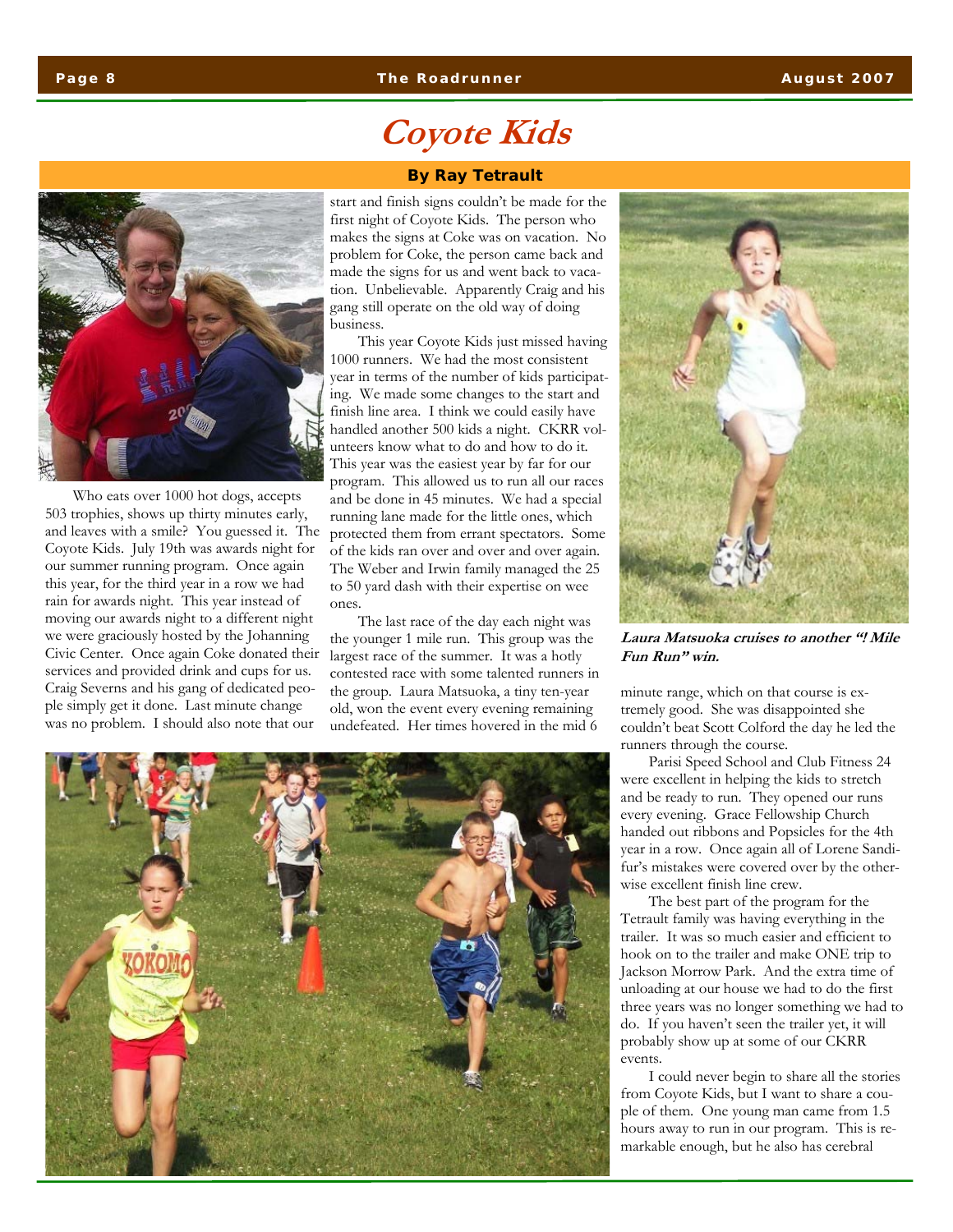# Coyote Kids

**By Ray Tetrault**

Who eats over 1000 hot dogs, accepts 503 trophies, shows up thirty minutes early, and leaves with a smile? You guessed it. The Coyote Kids. July 19th was awards night for our summer running program. Once again this year, for the third year in a row we had rain for awards night. This year instead of moving our awards night to a different night we were graciously hosted by the Johanning Civic Center. Once again Coke donated their services and provided drink and cups for us. Craig Severns and his gang of dedicated people simply get it done. Last minute change was no problem. I should also note that our start and finish signs couldn't be made for the first night of Coyote Kids. The person who makes the signs at Coke was on vacation. No problem for Coke, the person came back and made the signs for us and went back to vacation. Unbelievable. Apparently Craig and his gang still operate on the old way of doing business.

This year Coyote Kids just missed having 1000 runners. We had the most consistent year in terms of the number of kids participating. We made some changes to the start and finish line area. I think we could easily have handled another 500 kids a night. CKRR volunteers know what to do and how to do it. This year was the easiest year by far for our program. This allowed us to run all our races and be done in 45 minutes. We had a special running lane made for the little ones, which protected them from errant spectators. Some of the kids ran over and over and over again. The Weber and Irwin family managed the 25 to 50 yard dash with their expertise on wee ones.

The last race of the day each night was the younger 1 mile run. This group was the largest race of the summer. It was a hotly contested race with some talented runners in the group. Laura Matsuoka, a tiny ten-year old, won the event every evening remaining undefeated. Her times hovered in the mid 6 minute range, which on that course is extremely good. She was disappointed she couldn't beat Scott Colford the day he led the runners through the course.

***Laura Matsuoka cruises to another "! Mile Fun Run" win.***

Parisi Speed School and Club Fitness 24 were excellent in helping the kids to stretch and be ready to run. They opened our runs every evening. Grace Fellowship Church handed out ribbons and Popsicles for the 4th year in a row. Once again all of Lorene Sandifur's mistakes were covered over by the otherwise excellent finish line crew.

The best part of the program for the Tetrault family was having everything in the trailer. It was so much easier and efficient to hook on to the trailer and make ONE trip to Jackson Morrow Park. And the extra time of unloading at our house we had to do the first three years was no longer something we had to do. If you haven't seen the trailer yet, it will probably show up at some of our CKRR events.

I could never begin to share all the stories from Coyote Kids, but I want to share a couple of them. One young man came from 1.5 hours away to run in our program. This is remarkable enough, but he also has cerebral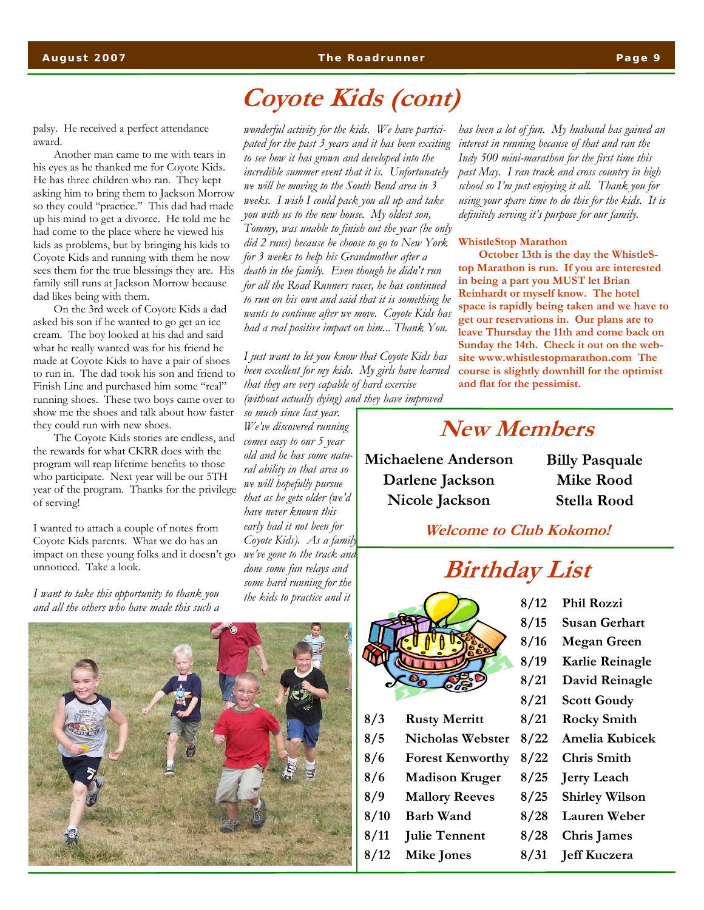# Coyote Kids (cont)

palsy. He received a perfect attendance award.

Another man came to me with tears in his eyes as he thanked me for Coyote Kids. He has three children who ran. They kept asking him to bring them to Jackson Morrow so they could "practice." This dad had made up his mind to get a divorce. He told me he had come to the place where he viewed his kids as problems, but by bringing his kids to Coyote Kids and running with them he now sees them for the true blessings they are. His family still runs at Jackson Morrow because dad likes being with them.

On the 3rd week of Coyote Kids a dad asked his son if he wanted to go get an ice cream. The boy looked at his dad and said what he really wanted was for his friend he made at Coyote Kids to have a pair of shoes to run in. The dad took his son and friend to Finish Line and purchased him some "real" running shoes. These two boys came over to show me the shoes and talk about how faster they could run with new shoes.

The Coyote Kids stories are endless, and the rewards for what CKRR does with the program will reap lifetime benefits to those who participate. Next year will be our 5TH year of the program. Thanks for the privilege of serving!

I wanted to attach a couple of notes from Coyote Kids parents. What we do has an impact on these young folks and it doesn't go unnoticed. Take a look.

*I want to take this opportunity to thank you and all the others who have made this such a wonderful activity for the kids. We have participated for the past 3 years and it has been exciting to see how it has grown and developed into the incredible summer event that it is. Unfortunately we will be moving to the South Bend area in 3 weeks. I wish I could pack you all up and take you with us to the new house. My oldest son, Tommy, was unable to finish out the year (he only did 2 runs) because he choose to go to New York for 3 weeks to help his Grandmother after a death in the family. Even though he didn't run for all the Road Runners races, he has continued to run on his own and said that it is something he wants to continue after we move. Coyote Kids has had a real positive impact on him... Thank You.*

*I just want to let you know that Coyote Kids has been excellent for my kids. My girls have learned that they are very capable of hard exercise (without actually dying) and they have improved so much since last year. We've discovered running comes easy to our 5 year old and he has some natural ability in that area so we will hopefully pursue that as he gets older (we'd have never known this early had it not been for Coyote Kids). As a family we've gone to the track and done some fun relays and some hard running for the the kids to practice and it has been a lot of fun. My husband has gained an interest in running because of that and ran the Indy 500 mini-marathon for the first time this past May. I ran track and cross country in high school so I'm just enjoying it all. Thank you for using your spare time to do this for the kids. It is definitely serving it's purpose for our family.*

**WhistleStop Marathon**

**October 13th is the day the WhistleStop Marathon is run. If you are interested in being a part you MUST let Brian Reinhardt or myself know. The hotel space is rapidly being taken and we have to get our reservations in. Our plans are to leave Thursday the 11th and come back on Sunday the 14th. Check it out on the website www.whistlestopmarathon.com The course is slightly downhill for the optimist and flat for the pessimist.**

## New Members

**Michaelene Anderson**
**Darlene Jackson**
**Nicole Jackson**
**Billy Pasquale**
**Mike Rood**
**Stella Rood**

***Welcome to Club Kokomo!***

## Birthday List

| | |
|---|---|
| 8/3 | Rusty Merritt |
| 8/5 | Nicholas Webster |
| 8/6 | Forest Kenworthy |
| 8/6 | Madison Kruger |
| 8/9 | Mallory Reeves |
| 8/10 | Barb Wand |
| 8/11 | Julie Tennent |
| 8/12 | Mike Jones |
| 8/12 | Phil Rozzi |
| 8/15 | Susan Gerhart |
| 8/16 | Megan Green |
| 8/19 | Karlie Reinagle |
| 8/21 | David Reinagle |
| 8/21 | Scott Goudy |
| 8/21 | Rocky Smith |
| 8/22 | Amelia Kubicek |
| 8/22 | Chris Smith |
| 8/25 | Jerry Leach |
| 8/25 | Shirley Wilson |
| 8/28 | Lauren Weber |
| 8/28 | Chris James |
| 8/31 | Jeff Kuczera |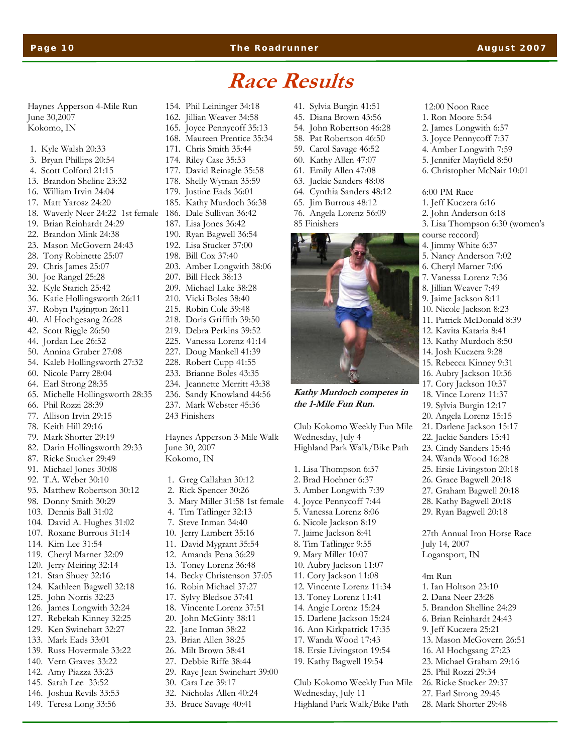# Race Results

Haynes Apperson 4-Mile Run
June 30,2007
Kokomo, IN

1. Kyle Walsh 20:33
3. Bryan Phillips 20:54
4. Scott Colford 21:15
13. Brandon Sheline 23:32
16. William Irvin 24:04
17. Matt Yarosz 24:20
18. Waverly Neer 24:22 1st female
19. Brian Reinhardt 24:29
22. Brandon Mink 24:38
23. Mason McGovern 24:43
28. Tony Robinette 25:07
29. Chris James 25:07
30. Joe Rangel 25:28
32. Kyle Starich 25:42
36. Katie Hollingsworth 26:11
37. Robyn Pagington 26:11
40. Al Hochgesang 26:28
42. Scott Riggle 26:50
44. Jordan Lee 26:52
50. Annina Gruber 27:08
54. Kaleb Hollingsworth 27:32
60. Nicole Parry 28:04
64. Earl Strong 28:35
65. Michelle Hollingsworth 28:35
66. Phil Rozzi 28:39
77. Allison Irvin 29:15
78. Keith Hill 29:16
79. Mark Shorter 29:19
82. Darin Hollingsworth 29:33
87. Ricke Stucker 29:49
91. Michael Jones 30:08
92. T.A. Weber 30:10
93. Matthew Robertson 30:12
98. Donny Smith 30:29
103. Dennis Ball 31:02
104. David A. Hughes 31:02
107. Roxane Burrous 31:14
114. Kim Lee 31:54
119. Cheryl Marner 32:09
120. Jerry Meiring 32:14
121. Stan Shuey 32:16
124. Kathleen Bagwell 32:18
125. John Norris 32:23
126. James Longwith 32:24
127. Rebekah Kinney 32:25
129. Ken Swinehart 32:27
133. Mark Eads 33:01
139. Russ Hovermale 33:22
140. Vern Graves 33:22
142. Amy Piazza 33:23
145. Sarah Lee 33:52
146. Joshua Revils 33:53
149. Teresa Long 33:56
154. Phil Leininger 34:18
162. Jillian Weaver 34:58
165. Joyce Pennycoff 35:13
168. Maureen Prentice 35:34
171. Chris Smith 35:44
174. Riley Case 35:53
177. David Reinagle 35:58
178. Shelly Wyman 35:59
179. Justine Eads 36:01
185. Kathy Murdoch 36:38
186. Dale Sullivan 36:42
187. Lisa Jones 36:42
190. Ryan Bagwell 36:54
192. Lisa Stucker 37:00
198. Bill Cox 37:40
203. Amber Longwith 38:06
207. Bill Heck 38:13
209. Michael Lake 38:28
210. Vicki Boles 38:40
215. Robin Cole 39:48
218. Doris Griffith 39:50
219. Debra Perkins 39:52
225. Vanessa Lorenz 41:14
227. Doug Mankell 41:39
228. Robert Cupp 41:55
233. Brianne Boles 43:35
234. Jeannette Merritt 43:38
236. Sandy Knowland 44:56
237. Mark Webster 45:36

243 Finishers

Haynes Apperson 3-Mile Walk
June 30, 2007
Kokomo, IN

1. Greg Callahan 30:12
2. Rick Spencer 30:26
3. Mary Miller 31:58 1st female
4. Tim Taflinger 32:13
7. Steve Inman 34:40
10. Jerry Lambert 35:16
11. David Mygrant 35:54
12. Amanda Pena 36:29
13. Toney Lorenz 36:48
14. Becky Christenson 37:05
16. Robin Michael 37:27
17. Sylvy Bledsoe 37:41
18. Vincente Lorenz 37:51
20. John McGinty 38:11
22. Jane Inman 38:22
23. Brian Allen 38:25
26. Milt Brown 38:41
27. Debbie Riffe 38:44
29. Raye Jean Swinehart 39:00
30. Cara Lee 39:17
32. Nicholas Allen 40:24
33. Bruce Savage 40:41
41. Sylvia Burgin 41:51
45. Diana Brown 43:56
54. John Robertson 46:28
58. Pat Robertson 46:50
59. Carol Savage 46:52
60. Kathy Allen 47:07
61. Emily Allen 47:08
63. Jackie Sanders 48:08
64. Cynthia Sanders 48:12
65. Jim Burrous 48:12
76. Angela Lorenz 56:09

85 Finishers

***Kathy Murdoch competes in the 1-Mile Fun Run.***

Club Kokomo Weekly Fun Mile
Wednesday, July 4
Highland Park Walk/Bike Path

1. Lisa Thompson 6:37
2. Brad Hoehner 6:37
3. Amber Longwith 7:39
4. Joyce Pennycoff 7:44
5. Vanessa Lorenz 8:06
6. Nicole Jackson 8:19
7. Jaime Jackson 8:41
8. Tim Taflinger 9:55
9. Mary Miller 10:07
10. Aubry Jackson 11:07
11. Cory Jackson 11:08
12. Vincente Lorenz 11:34
13. Toney Lorenz 11:41
14. Angie Lorenz 15:24
15. Darlene Jackson 15:24
16. Ann Kirkpatrick 17:35
17. Wanda Wood 17:43
18. Ersie Livingston 19:54
19. Kathy Bagwell 19:54

Club Kokomo Weekly Fun Mile
Wednesday, July 11
Highland Park Walk/Bike Path

12:00 Noon Race

1. Ron Moore 5:54
2. James Longwith 6:57
3. Joyce Pennycoff 7:37
4. Amber Longwith 7:59
5. Jennifer Mayfield 8:50
6. Christopher McNair 10:01

6:00 PM Race

1. Jeff Kuczera 6:16
2. John Anderson 6:18
3. Lisa Thompson 6:30 (women's course reccord)
4. Jimmy White 6:37
5. Nancy Anderson 7:02
6. Cheryl Marner 7:06
7. Vanessa Lorenz 7:36
8. Jillian Weaver 7:49
9. Jaime Jackson 8:11
10. Nicole Jackson 8:23
11. Patrick McDonald 8:39
12. Kavita Kataria 8:41
13. Kathy Murdoch 8:50
14. Josh Kuczera 9:28
15. Rebecca Kinney 9:31
16. Aubry Jackson 10:36
17. Cory Jackson 10:37
18. Vince Lorenz 11:37
19. Sylvia Burgin 12:17
20. Angela Lorenz 15:15
21. Darlene Jackson 15:17
22. Jackie Sanders 15:41
23. Cindy Sanders 15:46
24. Wanda Wood 16:28
25. Ersie Livingston 20:18
26. Grace Bagwell 20:18
27. Graham Bagwell 20:18
28. Kathy Bagwell 20:18
29. Ryan Bagwell 20:18

27th Annual Iron Horse Race
July 14, 2007
Logansport, IN

4m Run

1. Ian Holtson 23:10
2. Dana Neer 23:28
5. Brandon Shelline 24:29
6. Brian Reinhardt 24:43
9. Jeff Kuczera 25:21
13. Mason McGovern 26:51
16. Al Hochgsang 27:23
23. Michael Graham 29:16
25. Phil Rozzi 29:34
26. Ricke Stucker 29:37
27. Earl Strong 29:45
28. Mark Shorter 29:48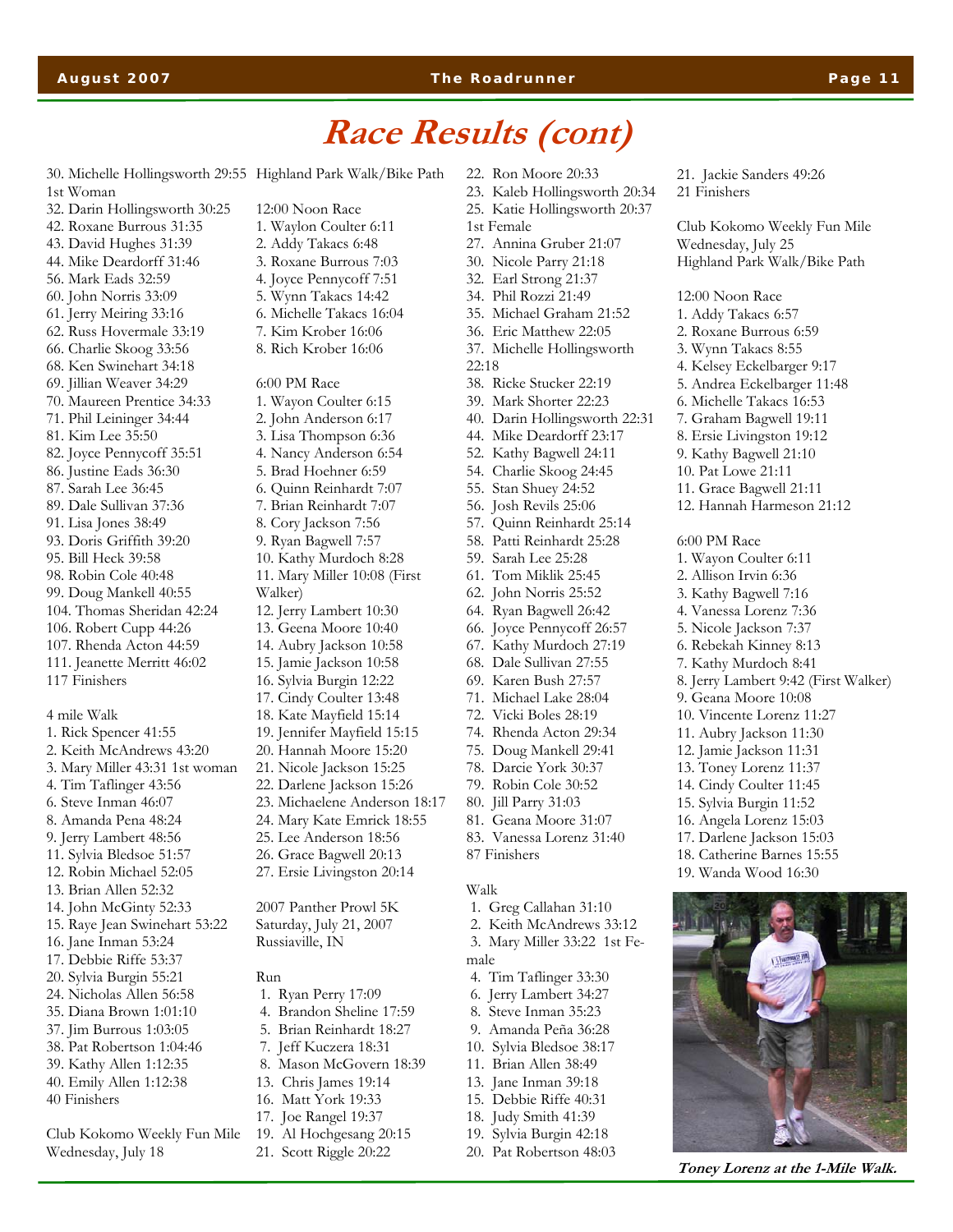# Race Results (cont)

30. Michelle Hollingsworth 29:55 1st Woman
32. Darin Hollingsworth 30:25
42. Roxane Burrous 31:35
43. David Hughes 31:39
44. Mike Deardorff 31:46
56. Mark Eads 32:59
60. John Norris 33:09
61. Jerry Meiring 33:16
62. Russ Hovermale 33:19
66. Charlie Skoog 33:56
68. Ken Swinehart 34:18
69. Jillian Weaver 34:29
70. Maureen Prentice 34:33
71. Phil Leininger 34:44
81. Kim Lee 35:50
82. Joyce Pennycoff 35:51
86. Justine Eads 36:30
87. Sarah Lee 36:45
89. Dale Sullivan 37:36
91. Lisa Jones 38:49
93. Doris Griffith 39:20
95. Bill Heck 39:58
98. Robin Cole 40:48
99. Doug Mankell 40:55
104. Thomas Sheridan 42:24
106. Robert Cupp 44:26
107. Rhenda Acton 44:59
111. Jeanette Merritt 46:02

117 Finishers

4 mile Walk

1. Rick Spencer 41:55
2. Keith McAndrews 43:20
3. Mary Miller 43:31 1st woman
4. Tim Taflinger 43:56
6. Steve Inman 46:07
8. Amanda Pena 48:24
9. Jerry Lambert 48:56
11. Sylvia Bledsoe 51:57
12. Robin Michael 52:05
13. Brian Allen 52:32
14. John McGinty 52:33
15. Raye Jean Swinehart 53:22
16. Jane Inman 53:24
17. Debbie Riffe 53:37
20. Sylvia Burgin 55:21
24. Nicholas Allen 56:58
35. Diana Brown 1:01:10
37. Jim Burrous 1:03:05
38. Pat Robertson 1:04:46
39. Kathy Allen 1:12:35
40. Emily Allen 1:12:38

40 Finishers

Club Kokomo Weekly Fun Mile
Wednesday, July 18
Highland Park Walk/Bike Path

12:00 Noon Race

1. Waylon Coulter 6:11
2. Addy Takacs 6:48
3. Roxane Burrous 7:03
4. Joyce Pennycoff 7:51
5. Wynn Takacs 14:42
6. Michelle Takacs 16:04
7. Kim Krober 16:06
8. Rich Krober 16:06

6:00 PM Race

1. Wayon Coulter 6:15
2. John Anderson 6:17
3. Lisa Thompson 6:36
4. Nancy Anderson 6:54
5. Brad Hoehner 6:59
6. Quinn Reinhardt 7:07
7. Brian Reinhardt 7:07
8. Cory Jackson 7:56
9. Ryan Bagwell 7:57
10. Kathy Murdoch 8:28
11. Mary Miller 10:08 (First Walker)
12. Jerry Lambert 10:30
13. Geena Moore 10:40
14. Aubry Jackson 10:58
15. Jamie Jackson 10:58
16. Sylvia Burgin 12:22
17. Cindy Coulter 13:48
18. Kate Mayfield 15:14
19. Jennifer Mayfield 15:15
20. Hannah Moore 15:20
21. Nicole Jackson 15:25
22. Darlene Jackson 15:26
23. Michaelene Anderson 18:17
24. Mary Kate Emrick 18:55
25. Lee Anderson 18:56
26. Grace Bagwell 20:13
27. Ersie Livingston 20:14

2007 Panther Prowl 5K
Saturday, July 21, 2007
Russiaville, IN

Run

1. Ryan Perry 17:09
4. Brandon Sheline 17:59
5. Brian Reinhardt 18:27
7. Jeff Kuczera 18:31
8. Mason McGovern 18:39
13. Chris James 19:14
16. Matt York 19:33
17. Joe Rangel 19:37
19. Al Hochgesang 20:15
21. Scott Riggle 20:22
22. Ron Moore 20:33
23. Kaleb Hollingsworth 20:34
25. Katie Hollingsworth 20:37 1st Female
27. Annina Gruber 21:07
30. Nicole Parry 21:18
32. Earl Strong 21:37
34. Phil Rozzi 21:49
35. Michael Graham 21:52
36. Eric Matthew 22:05
37. Michelle Hollingsworth 22:18
38. Ricke Stucker 22:19
39. Mark Shorter 22:23
40. Darin Hollingsworth 22:31
44. Mike Deardorff 23:17
52. Kathy Bagwell 24:11
54. Charlie Skoog 24:45
55. Stan Shuey 24:52
56. Josh Revils 25:06
57. Quinn Reinhardt 25:14
58. Patti Reinhardt 25:28
59. Sarah Lee 25:28
61. Tom Miklik 25:45
62. John Norris 25:52
64. Ryan Bagwell 26:42
66. Joyce Pennycoff 26:57
67. Kathy Murdoch 27:19
68. Dale Sullivan 27:55
69. Karen Bush 27:57
71. Michael Lake 28:04
72. Vicki Boles 28:19
74. Rhenda Acton 29:34
75. Doug Mankell 29:41
78. Darcie York 30:37
79. Robin Cole 30:52
80. Jill Parry 31:03
81. Geana Moore 31:07
83. Vanessa Lorenz 31:40

87 Finishers

Walk

1. Greg Callahan 31:10
2. Keith McAndrews 33:12
3. Mary Miller 33:22 1st Female
4. Tim Taflinger 33:30
6. Jerry Lambert 34:27
8. Steve Inman 35:23
9. Amanda Peña 36:28
10. Sylvia Bledsoe 38:17
11. Brian Allen 38:49
13. Jane Inman 39:18
15. Debbie Riffe 40:31
18. Judy Smith 41:39
19. Sylvia Burgin 42:18
20. Pat Robertson 48:03
21. Jackie Sanders 49:26

21 Finishers

Club Kokomo Weekly Fun Mile
Wednesday, July 25
Highland Park Walk/Bike Path

12:00 Noon Race

1. Addy Takacs 6:57
2. Roxane Burrous 6:59
3. Wynn Takacs 8:55
4. Kelsey Eckelbarger 9:17
5. Andrea Eckelbarger 11:48
6. Michelle Takacs 16:53
7. Graham Bagwell 19:11
8. Ersie Livingston 19:12
9. Kathy Bagwell 21:10
10. Pat Lowe 21:11
11. Grace Bagwell 21:11
12. Hannah Harmeson 21:12

6:00 PM Race

1. Wayon Coulter 6:11
2. Allison Irvin 6:36
3. Kathy Bagwell 7:16
4. Vanessa Lorenz 7:36
5. Nicole Jackson 7:37
6. Rebekah Kinney 8:13
7. Kathy Murdoch 8:41
8. Jerry Lambert 9:42 (First Walker)
9. Geana Moore 10:08
10. Vincente Lorenz 11:27
11. Aubry Jackson 11:30
12. Jamie Jackson 11:31
13. Toney Lorenz 11:37
14. Cindy Coulter 11:45
15. Sylvia Burgin 11:52
16. Angela Lorenz 15:03
17. Darlene Jackson 15:03
18. Catherine Barnes 15:55
19. Wanda Wood 16:30

***Toney Lorenz at the 1-Mile Walk.***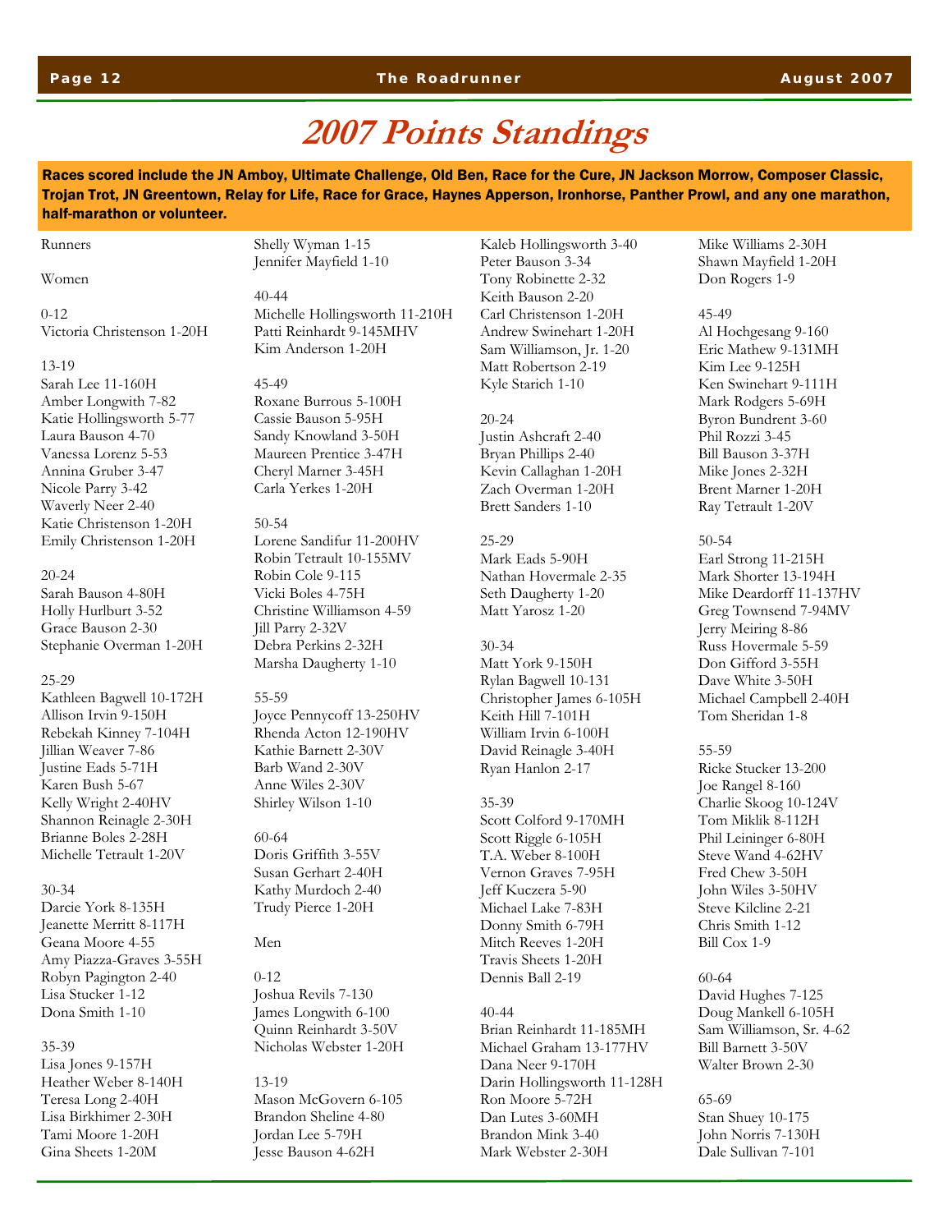# 2007 Points Standings

**Races scored include the JN Amboy, Ultimate Challenge, Old Ben, Race for the Cure, JN Jackson Morrow, Composer Classic, Trojan Trot, JN Greentown, Relay for Life, Race for Grace, Haynes Apperson, Ironhorse, Panther Prowl, and any one marathon, half-marathon or volunteer.**

Runners

Women

0-12
Victoria Christenson 1-20H

13-19
Sarah Lee 11-160H
Amber Longwith 7-82
Katie Hollingsworth 5-77
Laura Bauson 4-70
Vanessa Lorenz 5-53
Annina Gruber 3-47
Nicole Parry 3-42
Waverly Neer 2-40
Katie Christenson 1-20H
Emily Christenson 1-20H

20-24
Sarah Bauson 4-80H
Holly Hurlburt 3-52
Grace Bauson 2-30
Stephanie Overman 1-20H

25-29
Kathleen Bagwell 10-172H
Allison Irvin 9-150H
Rebekah Kinney 7-104H
Jillian Weaver 7-86
Justine Eads 5-71H
Karen Bush 5-67
Kelly Wright 2-40HV
Shannon Reinagle 2-30H
Brianne Boles 2-28H
Michelle Tetrault 1-20V

30-34
Darcie York 8-135H
Jeanette Merritt 8-117H
Geana Moore 4-55
Amy Piazza-Graves 3-55H
Robyn Pagington 2-40
Lisa Stucker 1-12
Dona Smith 1-10

35-39
Lisa Jones 9-157H
Heather Weber 8-140H
Teresa Long 2-40H
Lisa Birkhimer 2-30H
Tami Moore 1-20H
Gina Sheets 1-20M
Shelly Wyman 1-15
Jennifer Mayfield 1-10

40-44
Michelle Hollingsworth 11-210H
Patti Reinhardt 9-145MHV
Kim Anderson 1-20H

45-49
Roxane Burrous 5-100H
Cassie Bauson 5-95H
Sandy Knowland 3-50H
Maureen Prentice 3-47H
Cheryl Marner 3-45H
Carla Yerkes 1-20H

50-54
Lorene Sandifur 11-200HV
Robin Tetrault 10-155MV
Robin Cole 9-115
Vicki Boles 4-75H
Christine Williamson 4-59
Jill Parry 2-32V
Debra Perkins 2-32H
Marsha Daugherty 1-10

55-59
Joyce Pennycoff 13-250HV
Rhenda Acton 12-190HV
Kathie Barnett 2-30V
Barb Wand 2-30V
Anne Wiles 2-30V
Shirley Wilson 1-10

60-64
Doris Griffith 3-55V
Susan Gerhart 2-40H
Kathy Murdoch 2-40
Trudy Pierce 1-20H

Men

0-12
Joshua Revils 7-130
James Longwith 6-100
Quinn Reinhardt 3-50V
Nicholas Webster 1-20H

13-19
Mason McGovern 6-105
Brandon Sheline 4-80
Jordan Lee 5-79H
Jesse Bauson 4-62H
Kaleb Hollingsworth 3-40
Peter Bauson 3-34
Tony Robinette 2-32
Keith Bauson 2-20
Carl Christenson 1-20H
Andrew Swinehart 1-20H
Sam Williamson, Jr. 1-20
Matt Robertson 2-19
Kyle Starich 1-10

20-24
Justin Ashcraft 2-40
Bryan Phillips 2-40
Kevin Callaghan 1-20H
Zach Overman 1-20H
Brett Sanders 1-10

25-29
Mark Eads 5-90H
Nathan Hovermale 2-35
Seth Daugherty 1-20
Matt Yarosz 1-20

30-34
Matt York 9-150H
Rylan Bagwell 10-131
Christopher James 6-105H
Keith Hill 7-101H
William Irvin 6-100H
David Reinagle 3-40H
Ryan Hanlon 2-17

35-39
Scott Colford 9-170MH
Scott Riggle 6-105H
T.A. Weber 8-100H
Vernon Graves 7-95H
Jeff Kuczera 5-90
Michael Lake 7-83H
Donny Smith 6-79H
Mitch Reeves 1-20H
Travis Sheets 1-20H
Dennis Ball 2-19

40-44
Brian Reinhardt 11-185MH
Michael Graham 13-177HV
Dana Neer 9-170H
Darin Hollingsworth 11-128H
Ron Moore 5-72H
Dan Lutes 3-60MH
Brandon Mink 3-40
Mark Webster 2-30H
Mike Williams 2-30H
Shawn Mayfield 1-20H
Don Rogers 1-9

45-49
Al Hochgesang 9-160
Eric Mathew 9-131MH
Kim Lee 9-125H
Ken Swinehart 9-111H
Mark Rodgers 5-69H
Byron Bundrent 3-60
Phil Rozzi 3-45
Bill Bauson 3-37H
Mike Jones 2-32H
Brent Marner 1-20H
Ray Tetrault 1-20V

50-54
Earl Strong 11-215H
Mark Shorter 13-194H
Mike Deardorff 11-137HV
Greg Townsend 7-94MV
Jerry Meiring 8-86
Russ Hovermale 5-59
Don Gifford 3-55H
Dave White 3-50H
Michael Campbell 2-40H
Tom Sheridan 1-8

55-59
Ricke Stucker 13-200
Joe Rangel 8-160
Charlie Skoog 10-124V
Tom Miklik 8-112H
Phil Leininger 6-80H
Steve Wand 4-62HV
Fred Chew 3-50H
John Wiles 3-50HV
Steve Kilcline 2-21
Chris Smith 1-12
Bill Cox 1-9

60-64
David Hughes 7-125
Doug Mankell 6-105H
Sam Williamson, Sr. 4-62
Bill Barnett 3-50V
Walter Brown 2-30

65-69
Stan Shuey 10-175
John Norris 7-130H
Dale Sullivan 7-101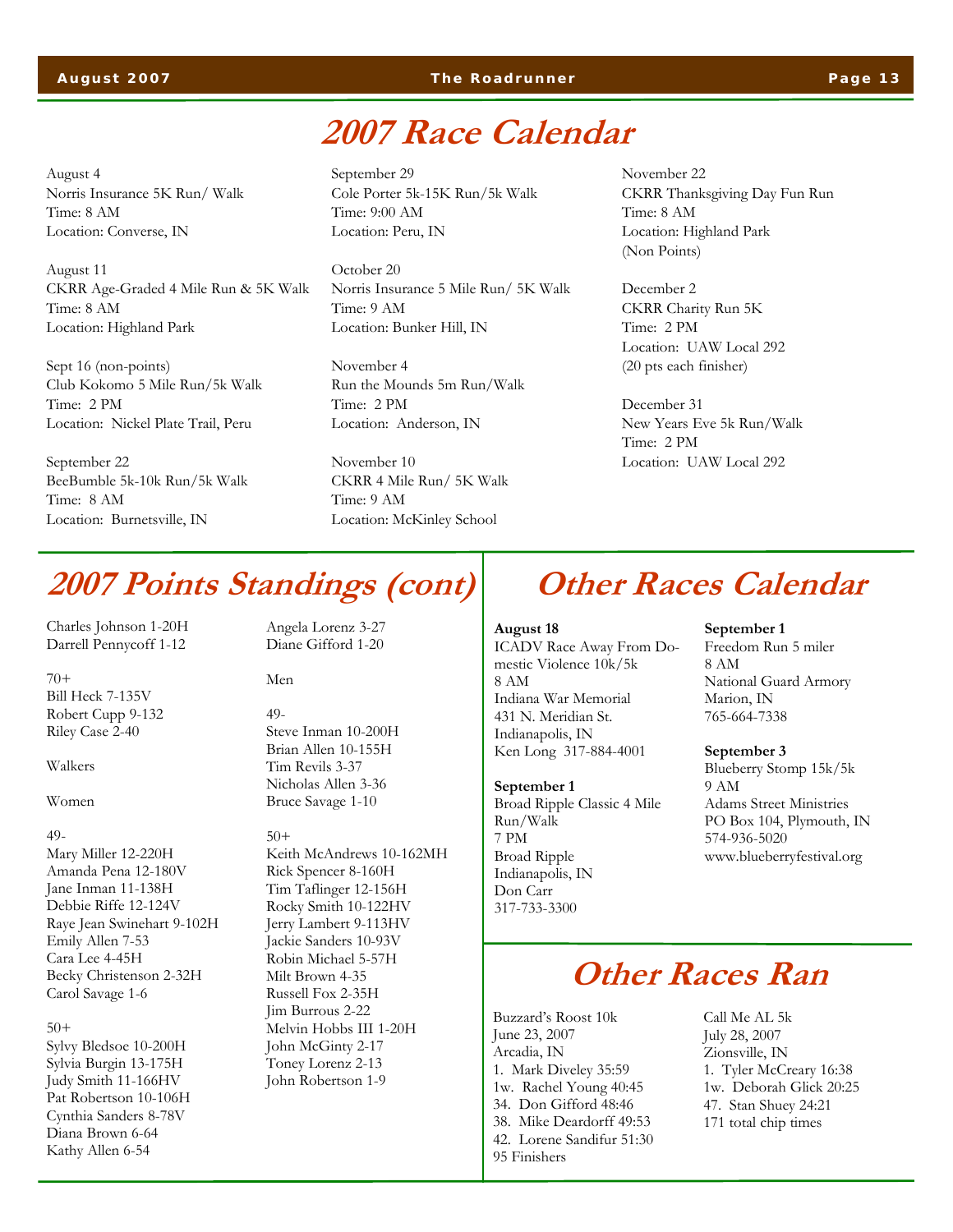# 2007 Race Calendar

August 4
Norris Insurance 5K Run/ Walk
Time: 8 AM
Location: Converse, IN

August 11
CKRR Age-Graded 4 Mile Run & 5K Walk
Time: 8 AM
Location: Highland Park

Sept 16 (non-points)
Club Kokomo 5 Mile Run/5k Walk
Time: 2 PM
Location: Nickel Plate Trail, Peru

September 22
BeeBumble 5k-10k Run/5k Walk
Time: 8 AM
Location: Burnetsville, IN

September 29
Cole Porter 5k-15K Run/5k Walk
Time: 9:00 AM
Location: Peru, IN

October 20
Norris Insurance 5 Mile Run/ 5K Walk
Time: 9 AM
Location: Bunker Hill, IN

November 4
Run the Mounds 5m Run/Walk
Time: 2 PM
Location: Anderson, IN

November 10
CKRR 4 Mile Run/ 5K Walk
Time: 9 AM
Location: McKinley School

November 22
CKRR Thanksgiving Day Fun Run
Time: 8 AM
Location: Highland Park
(Non Points)

December 2
CKRR Charity Run 5K
Time: 2 PM
Location: UAW Local 292
(20 pts each finisher)

December 31
New Years Eve 5k Run/Walk
Time: 2 PM
Location: UAW Local 292

# 2007 Points Standings (cont)

Charles Johnson 1-20H
Darrell Pennycoff 1-12

70+
Bill Heck 7-135V
Robert Cupp 9-132
Riley Case 2-40

Walkers

Women

49-
Mary Miller 12-220H
Amanda Pena 12-180V
Jane Inman 11-138H
Debbie Riffe 12-124V
Raye Jean Swinehart 9-102H
Emily Allen 7-53
Cara Lee 4-45H
Becky Christenson 2-32H
Carol Savage 1-6

50+
Sylvy Bledsoe 10-200H
Sylvia Burgin 13-175H
Judy Smith 11-166HV
Pat Robertson 10-106H
Cynthia Sanders 8-78V
Diana Brown 6-64
Kathy Allen 6-54
Angela Lorenz 3-27
Diane Gifford 1-20

Men

49-
Steve Inman 10-200H
Brian Allen 10-155H
Tim Revils 3-37
Nicholas Allen 3-36
Bruce Savage 1-10

50+
Keith McAndrews 10-162MH
Rick Spencer 8-160H
Tim Taflinger 12-156H
Rocky Smith 10-122HV
Jerry Lambert 9-113HV
Jackie Sanders 10-93V
Robin Michael 5-57H
Milt Brown 4-35
Russell Fox 2-35H
Jim Burrous 2-22
Melvin Hobbs III 1-20H
John McGinty 2-17
Toney Lorenz 2-13
John Robertson 1-9

# Other Races Calendar

**August 18**
ICADV Race Away From Domestic Violence 10k/5k
8 AM
Indiana War Memorial
431 N. Meridian St.
Indianapolis, IN
Ken Long 317-884-4001

**September 1**
Broad Ripple Classic 4 Mile Run/Walk
7 PM
Broad Ripple
Indianapolis, IN
Don Carr
317-733-3300

**September 1**
Freedom Run 5 miler
8 AM
National Guard Armory
Marion, IN
765-664-7338

**September 3**
Blueberry Stomp 15k/5k
9 AM
Adams Street Ministries
PO Box 104, Plymouth, IN
574-936-5020
www.blueberryfestival.org

# Other Races Ran

Buzzard's Roost 10k
June 23, 2007
Arcadia, IN
1. Mark Diveley 35:59
1w. Rachel Young 40:45
34. Don Gifford 48:46
38. Mike Deardorff 49:53
42. Lorene Sandifur 51:30
95 Finishers

Call Me AL 5k
July 28, 2007
Zionsville, IN
1. Tyler McCreary 16:38
1w. Deborah Glick 20:25
47. Stan Shuey 24:21
171 total chip times